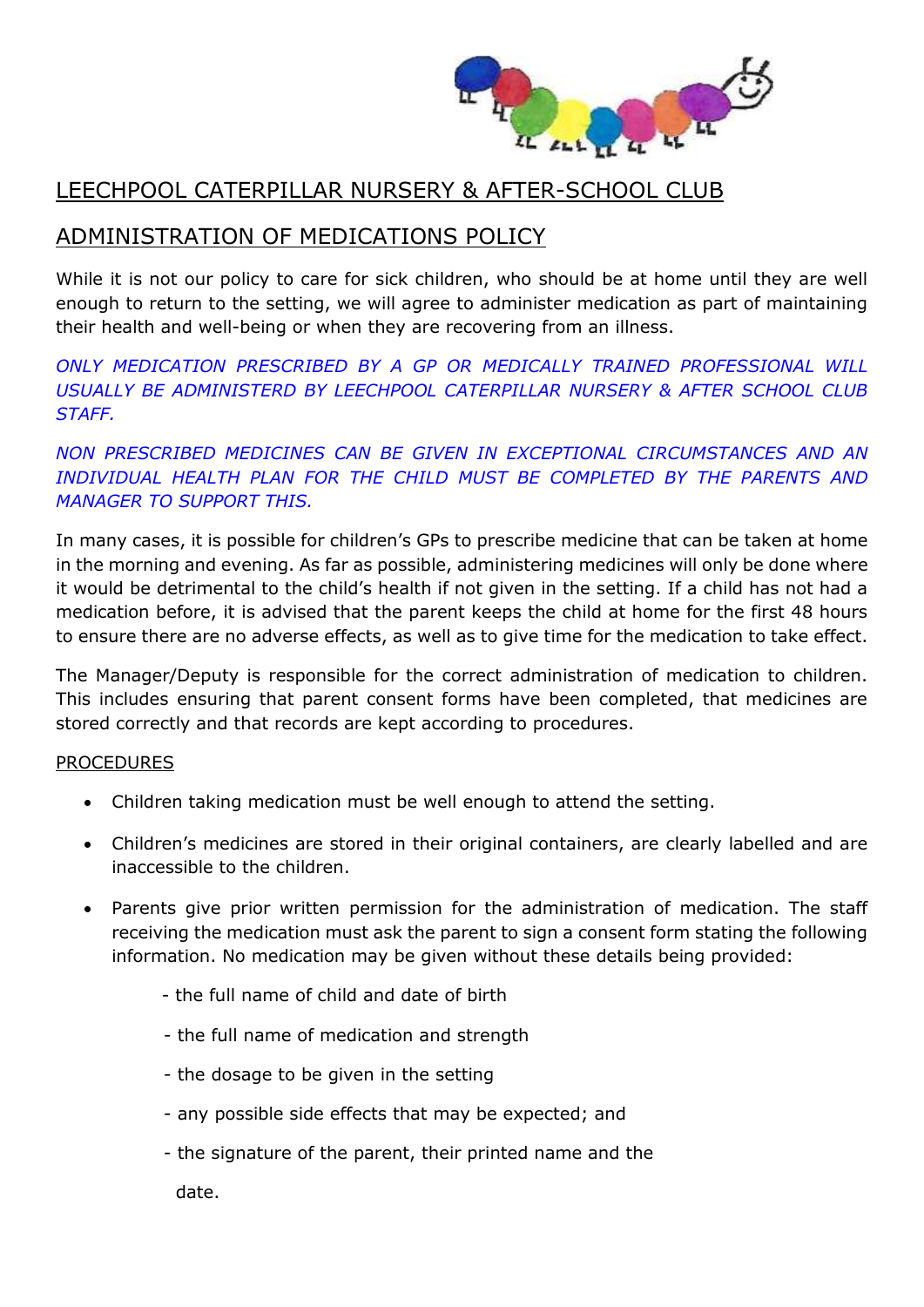# LEECHPOOL CATERPILLAR NURSERY & AFTER-SCHOOL CLUB

## ADMINISTRATION OF MEDICATIONS POLICY

While it is not our policy to care for sick children, who should be at home until they are well enough to return to the setting, we will agree to administer medication as part of maintaining their health and well-being or when they are recovering from an illness.

*ONLY MEDICATION PRESCRIBED BY A GP OR MEDICALLY TRAINED PROFESSIONAL WILL USUALLY BE ADMINISTERD BY LEECHPOOL CATERPILLAR NURSERY & AFTER SCHOOL CLUB STAFF.*

*NON PRESCRIBED MEDICINES CAN BE GIVEN IN EXCEPTIONAL CIRCUMSTANCES AND AN INDIVIDUAL HEALTH PLAN FOR THE CHILD MUST BE COMPLETED BY THE PARENTS AND MANAGER TO SUPPORT THIS.*

In many cases, it is possible for children's GPs to prescribe medicine that can be taken at home in the morning and evening. As far as possible, administering medicines will only be done where it would be detrimental to the child's health if not given in the setting. If a child has not had a medication before, it is advised that the parent keeps the child at home for the first 48 hours to ensure there are no adverse effects, as well as to give time for the medication to take effect.

The Manager/Deputy is responsible for the correct administration of medication to children. This includes ensuring that parent consent forms have been completed, that medicines are stored correctly and that records are kept according to procedures.

PROCEDURES

- Children taking medication must be well enough to attend the setting.
- Children's medicines are stored in their original containers, are clearly labelled and are inaccessible to the children.
- Parents give prior written permission for the administration of medication. The staff receiving the medication must ask the parent to sign a consent form stating the following information. No medication may be given without these details being provided:

  - the full name of child and date of birth
  - the full name of medication and strength
  - the dosage to be given in the setting
  - any possible side effects that may be expected; and
  - the signature of the parent, their printed name and the date.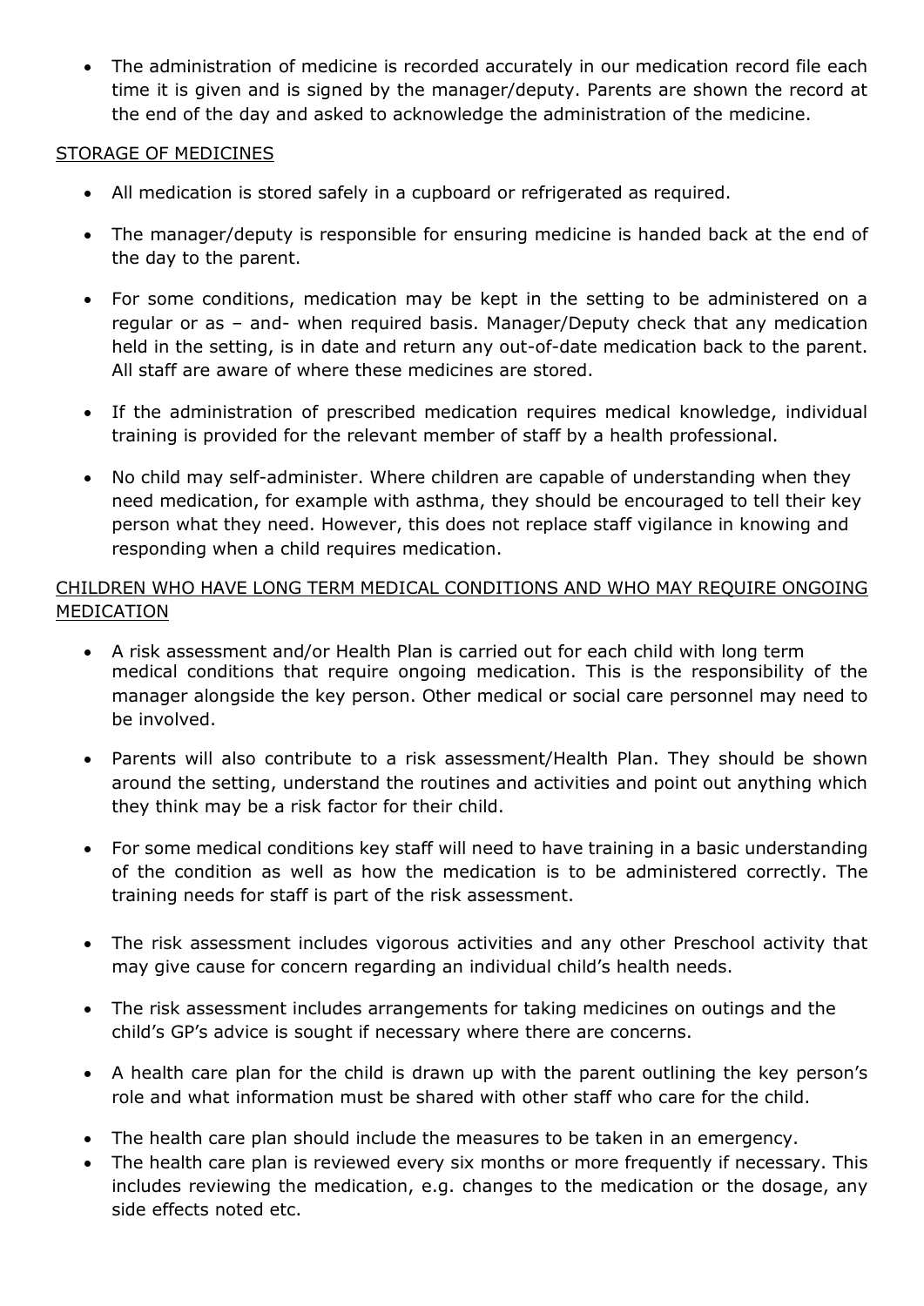- The administration of medicine is recorded accurately in our medication record file each time it is given and is signed by the manager/deputy. Parents are shown the record at the end of the day and asked to acknowledge the administration of the medicine.

STORAGE OF MEDICINES

- All medication is stored safely in a cupboard or refrigerated as required.
- The manager/deputy is responsible for ensuring medicine is handed back at the end of the day to the parent.
- For some conditions, medication may be kept in the setting to be administered on a regular or as – and- when required basis. Manager/Deputy check that any medication held in the setting, is in date and return any out-of-date medication back to the parent. All staff are aware of where these medicines are stored.
- If the administration of prescribed medication requires medical knowledge, individual training is provided for the relevant member of staff by a health professional.
- No child may self-administer. Where children are capable of understanding when they need medication, for example with asthma, they should be encouraged to tell their key person what they need. However, this does not replace staff vigilance in knowing and responding when a child requires medication.

CHILDREN WHO HAVE LONG TERM MEDICAL CONDITIONS AND WHO MAY REQUIRE ONGOING MEDICATION

- A risk assessment and/or Health Plan is carried out for each child with long term medical conditions that require ongoing medication. This is the responsibility of the manager alongside the key person. Other medical or social care personnel may need to be involved.
- Parents will also contribute to a risk assessment/Health Plan. They should be shown around the setting, understand the routines and activities and point out anything which they think may be a risk factor for their child.
- For some medical conditions key staff will need to have training in a basic understanding of the condition as well as how the medication is to be administered correctly. The training needs for staff is part of the risk assessment.
- The risk assessment includes vigorous activities and any other Preschool activity that may give cause for concern regarding an individual child's health needs.
- The risk assessment includes arrangements for taking medicines on outings and the child's GP's advice is sought if necessary where there are concerns.
- A health care plan for the child is drawn up with the parent outlining the key person's role and what information must be shared with other staff who care for the child.
- The health care plan should include the measures to be taken in an emergency.
- The health care plan is reviewed every six months or more frequently if necessary. This includes reviewing the medication, e.g. changes to the medication or the dosage, any side effects noted etc.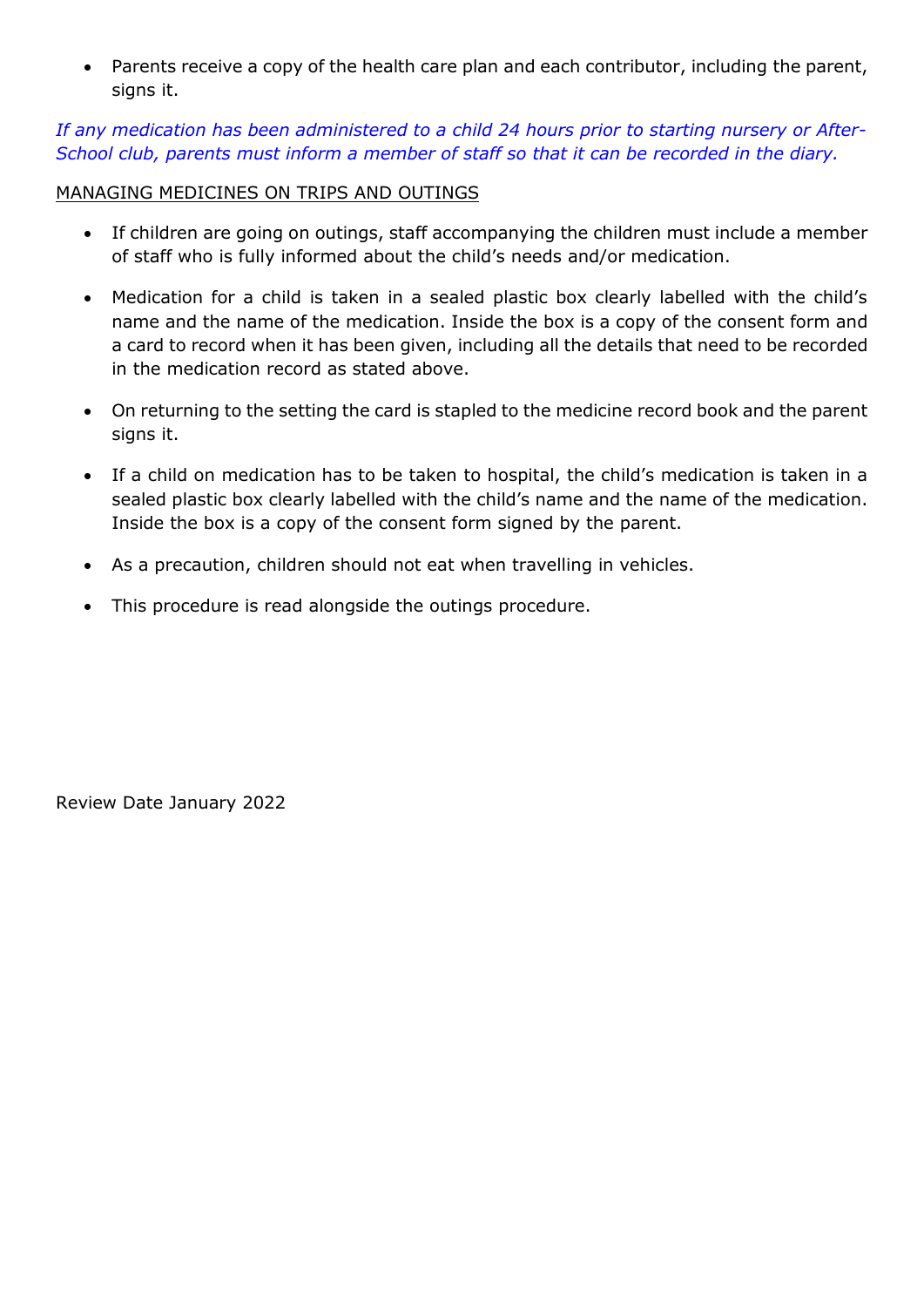- Parents receive a copy of the health care plan and each contributor, including the parent, signs it.

*If any medication has been administered to a child 24 hours prior to starting nursery or After-School club, parents must inform a member of staff so that it can be recorded in the diary.*

MANAGING MEDICINES ON TRIPS AND OUTINGS

- If children are going on outings, staff accompanying the children must include a member of staff who is fully informed about the child's needs and/or medication.
- Medication for a child is taken in a sealed plastic box clearly labelled with the child's name and the name of the medication. Inside the box is a copy of the consent form and a card to record when it has been given, including all the details that need to be recorded in the medication record as stated above.
- On returning to the setting the card is stapled to the medicine record book and the parent signs it.
- If a child on medication has to be taken to hospital, the child's medication is taken in a sealed plastic box clearly labelled with the child's name and the name of the medication. Inside the box is a copy of the consent form signed by the parent.
- As a precaution, children should not eat when travelling in vehicles.
- This procedure is read alongside the outings procedure.

Review Date January 2022